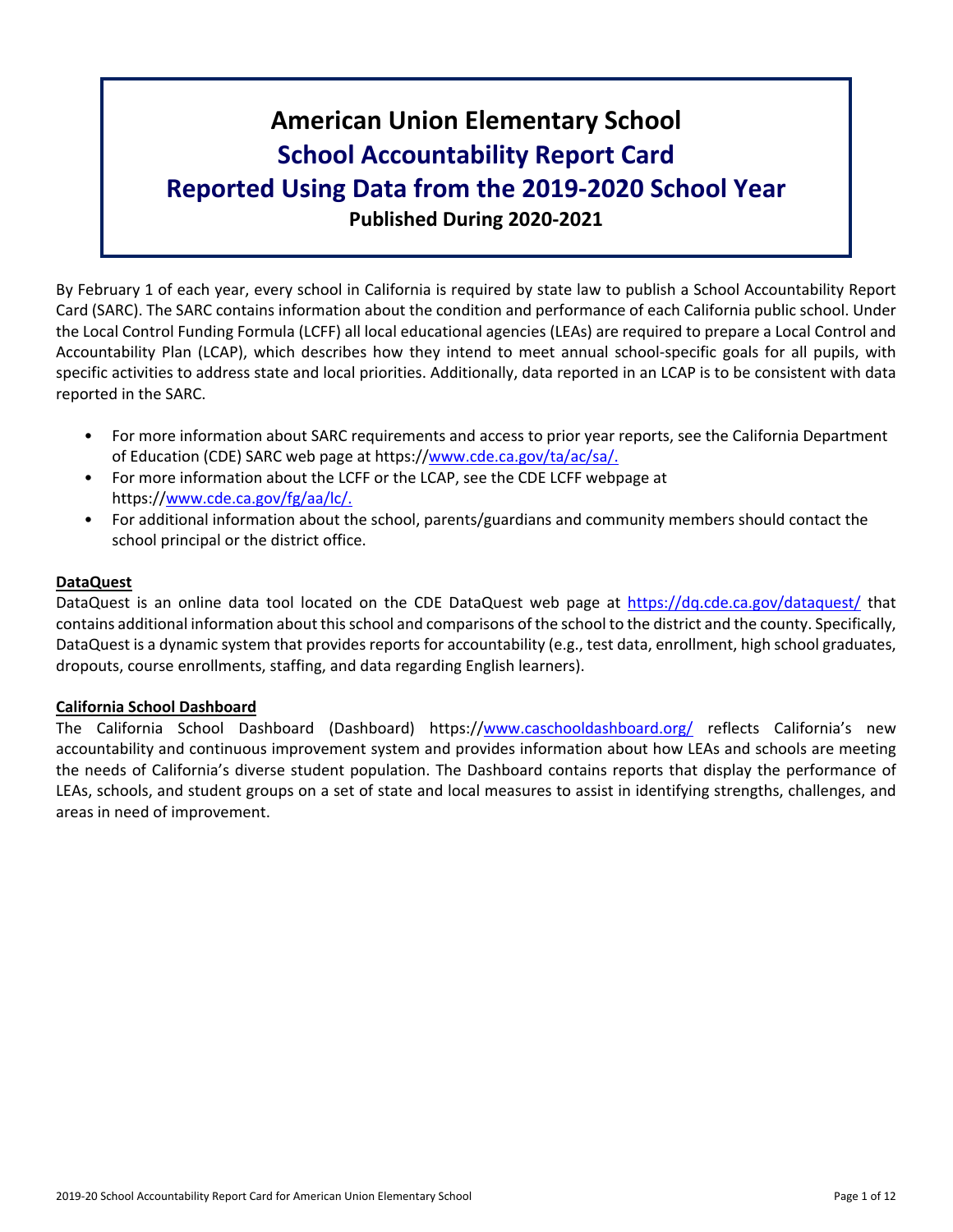# American Union Elementary School
# School Accountability Report Card
# Reported Using Data from the 2019-2020 School Year
## Published During 2020-2021

By February 1 of each year, every school in California is required by state law to publish a School Accountability Report Card (SARC). The SARC contains information about the condition and performance of each California public school. Under the Local Control Funding Formula (LCFF) all local educational agencies (LEAs) are required to prepare a Local Control and Accountability Plan (LCAP), which describes how they intend to meet annual school-specific goals for all pupils, with specific activities to address state and local priorities. Additionally, data reported in an LCAP is to be consistent with data reported in the SARC.

- For more information about SARC requirements and access to prior year reports, see the California Department of Education (CDE) SARC web page at https://www.cde.ca.gov/ta/ac/sa/.
- For more information about the LCFF or the LCAP, see the CDE LCFF webpage at https://www.cde.ca.gov/fg/aa/lc/.
- For additional information about the school, parents/guardians and community members should contact the school principal or the district office.

**DataQuest**

DataQuest is an online data tool located on the CDE DataQuest web page at https://dq.cde.ca.gov/dataquest/ that contains additional information about this school and comparisons of the school to the district and the county. Specifically, DataQuest is a dynamic system that provides reports for accountability (e.g., test data, enrollment, high school graduates, dropouts, course enrollments, staffing, and data regarding English learners).

**California School Dashboard**

The California School Dashboard (Dashboard) https://www.caschooldashboard.org/ reflects California's new accountability and continuous improvement system and provides information about how LEAs and schools are meeting the needs of California's diverse student population. The Dashboard contains reports that display the performance of LEAs, schools, and student groups on a set of state and local measures to assist in identifying strengths, challenges, and areas in need of improvement.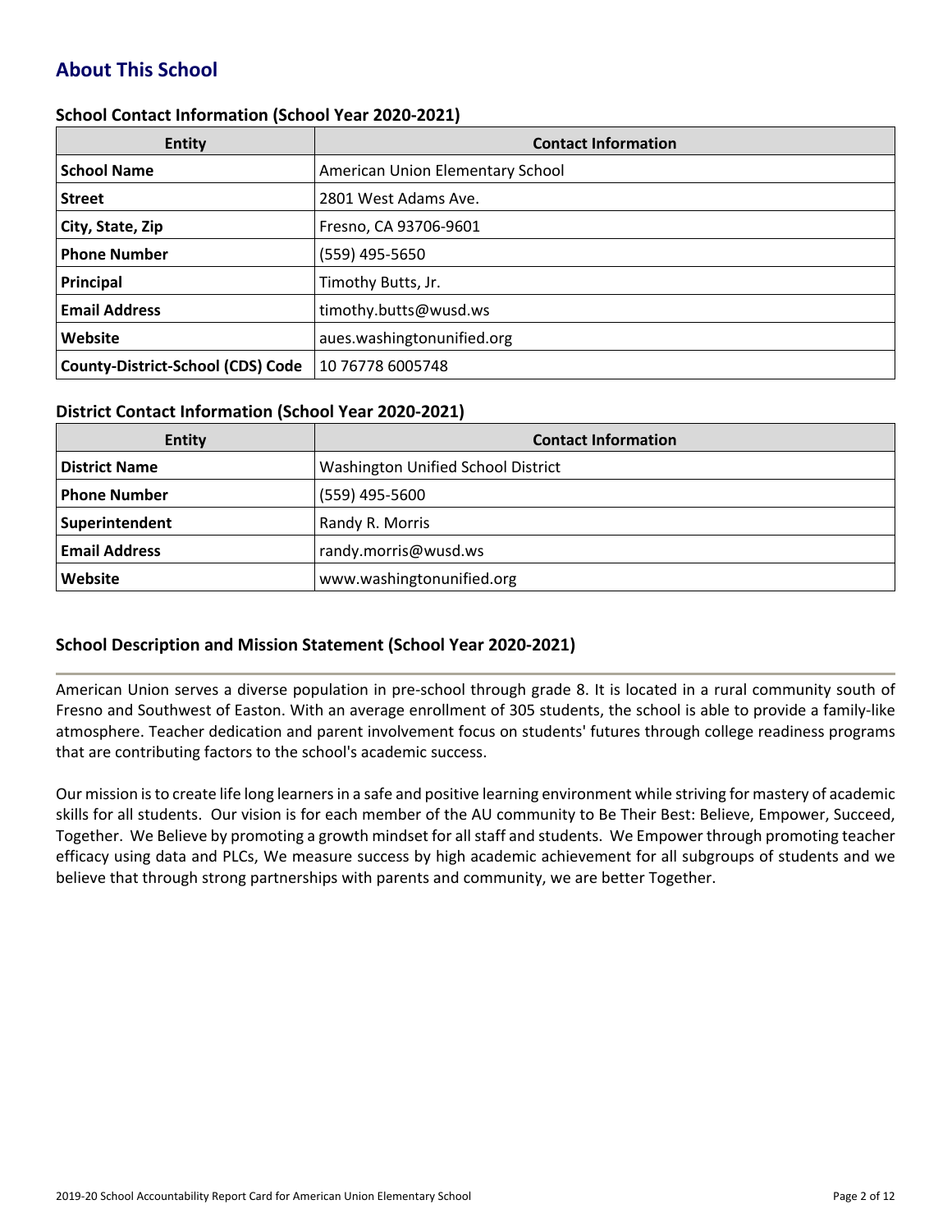## About This School

### School Contact Information (School Year 2020-2021)

| Entity | Contact Information |
|---|---|
| **School Name** | American Union Elementary School |
| **Street** | 2801 West Adams Ave. |
| **City, State, Zip** | Fresno, CA 93706-9601 |
| **Phone Number** | (559) 495-5650 |
| **Principal** | Timothy Butts, Jr. |
| **Email Address** | timothy.butts@wusd.ws |
| **Website** | aues.washingtonunified.org |
| **County-District-School (CDS) Code** | 10 76778 6005748 |

### District Contact Information (School Year 2020-2021)

| Entity | Contact Information |
|---|---|
| **District Name** | Washington Unified School District |
| **Phone Number** | (559) 495-5600 |
| **Superintendent** | Randy R. Morris |
| **Email Address** | randy.morris@wusd.ws |
| **Website** | www.washingtonunified.org |

### School Description and Mission Statement (School Year 2020-2021)

American Union serves a diverse population in pre-school through grade 8. It is located in a rural community south of Fresno and Southwest of Easton. With an average enrollment of 305 students, the school is able to provide a family-like atmosphere. Teacher dedication and parent involvement focus on students' futures through college readiness programs that are contributing factors to the school's academic success.

Our mission is to create life long learners in a safe and positive learning environment while striving for mastery of academic skills for all students. Our vision is for each member of the AU community to Be Their Best: Believe, Empower, Succeed, Together. We Believe by promoting a growth mindset for all staff and students. We Empower through promoting teacher efficacy using data and PLCs, We measure success by high academic achievement for all subgroups of students and we believe that through strong partnerships with parents and community, we are better Together.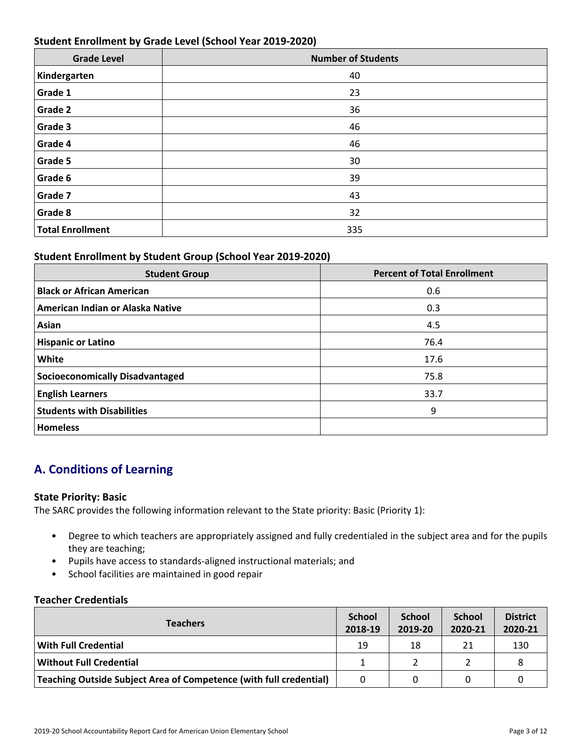### Student Enrollment by Grade Level (School Year 2019-2020)

| Grade Level | Number of Students |
| --- | --- |
| **Kindergarten** | 40 |
| **Grade 1** | 23 |
| **Grade 2** | 36 |
| **Grade 3** | 46 |
| **Grade 4** | 46 |
| **Grade 5** | 30 |
| **Grade 6** | 39 |
| **Grade 7** | 43 |
| **Grade 8** | 32 |
| **Total Enrollment** | 335 |

### Student Enrollment by Student Group (School Year 2019-2020)

| Student Group | Percent of Total Enrollment |
| --- | --- |
| **Black or African American** | 0.6 |
| **American Indian or Alaska Native** | 0.3 |
| **Asian** | 4.5 |
| **Hispanic or Latino** | 76.4 |
| **White** | 17.6 |
| **Socioeconomically Disadvantaged** | 75.8 |
| **English Learners** | 33.7 |
| **Students with Disabilities** | 9 |
| **Homeless** | |

## A. Conditions of Learning

### State Priority: Basic

The SARC provides the following information relevant to the State priority: Basic (Priority 1):

- Degree to which teachers are appropriately assigned and fully credentialed in the subject area and for the pupils they are teaching;
- Pupils have access to standards-aligned instructional materials; and
- School facilities are maintained in good repair

### Teacher Credentials

| Teachers | School 2018-19 | School 2019-20 | School 2020-21 | District 2020-21 |
| --- | --- | --- | --- | --- |
| **With Full Credential** | 19 | 18 | 21 | 130 |
| **Without Full Credential** | 1 | 2 | 2 | 8 |
| **Teaching Outside Subject Area of Competence (with full credential)** | 0 | 0 | 0 | 0 |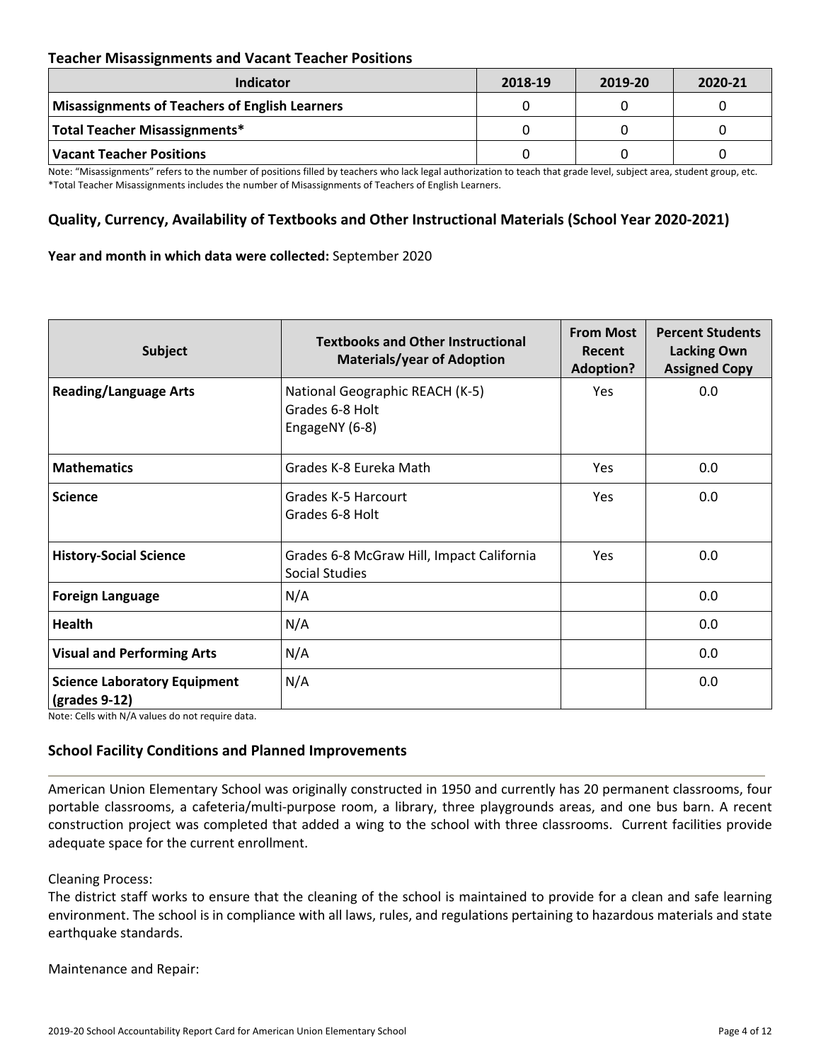### Teacher Misassignments and Vacant Teacher Positions

| Indicator | 2018-19 | 2019-20 | 2020-21 |
|---|---|---|---|
| Misassignments of Teachers of English Learners | 0 | 0 | 0 |
| Total Teacher Misassignments* | 0 | 0 | 0 |
| Vacant Teacher Positions | 0 | 0 | 0 |

Note: "Misassignments" refers to the number of positions filled by teachers who lack legal authorization to teach that grade level, subject area, student group, etc.
*Total Teacher Misassignments includes the number of Misassignments of Teachers of English Learners.

### Quality, Currency, Availability of Textbooks and Other Instructional Materials (School Year 2020-2021)

**Year and month in which data were collected:** September 2020

| Subject | Textbooks and Other Instructional Materials/year of Adoption | From Most Recent Adoption? | Percent Students Lacking Own Assigned Copy |
|---|---|---|---|
| **Reading/Language Arts** | National Geographic REACH (K-5)<br>Grades 6-8 Holt<br>EngageNY (6-8) | Yes | 0.0 |
| **Mathematics** | Grades K-8 Eureka Math | Yes | 0.0 |
| **Science** | Grades K-5 Harcourt<br>Grades 6-8 Holt | Yes | 0.0 |
| **History-Social Science** | Grades 6-8 McGraw Hill, Impact California Social Studies | Yes | 0.0 |
| **Foreign Language** | N/A | | 0.0 |
| **Health** | N/A | | 0.0 |
| **Visual and Performing Arts** | N/A | | 0.0 |
| **Science Laboratory Equipment (grades 9-12)** | N/A | | 0.0 |

Note: Cells with N/A values do not require data.

### School Facility Conditions and Planned Improvements

American Union Elementary School was originally constructed in 1950 and currently has 20 permanent classrooms, four portable classrooms, a cafeteria/multi-purpose room, a library, three playgrounds areas, and one bus barn. A recent construction project was completed that added a wing to the school with three classrooms. Current facilities provide adequate space for the current enrollment.

Cleaning Process:
The district staff works to ensure that the cleaning of the school is maintained to provide for a clean and safe learning environment. The school is in compliance with all laws, rules, and regulations pertaining to hazardous materials and state earthquake standards.

Maintenance and Repair: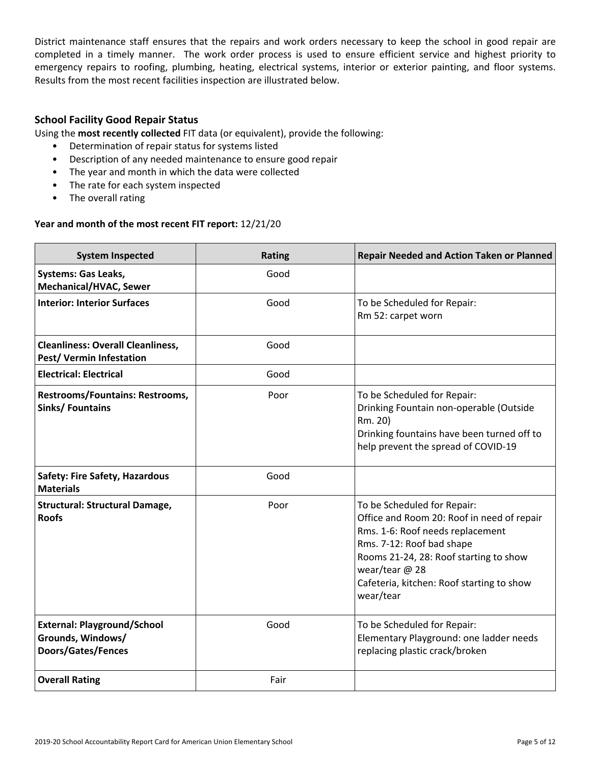District maintenance staff ensures that the repairs and work orders necessary to keep the school in good repair are completed in a timely manner. The work order process is used to ensure efficient service and highest priority to emergency repairs to roofing, plumbing, heating, electrical systems, interior or exterior painting, and floor systems. Results from the most recent facilities inspection are illustrated below.

### School Facility Good Repair Status

Using the **most recently collected** FIT data (or equivalent), provide the following:

- Determination of repair status for systems listed
- Description of any needed maintenance to ensure good repair
- The year and month in which the data were collected
- The rate for each system inspected
- The overall rating

**Year and month of the most recent FIT report:** 12/21/20

| System Inspected | Rating | Repair Needed and Action Taken or Planned |
|---|---|---|
| **Systems: Gas Leaks, Mechanical/HVAC, Sewer** | Good | |
| **Interior: Interior Surfaces** | Good | To be Scheduled for Repair:<br>Rm 52: carpet worn |
| **Cleanliness: Overall Cleanliness, Pest/ Vermin Infestation** | Good | |
| **Electrical: Electrical** | Good | |
| **Restrooms/Fountains: Restrooms, Sinks/ Fountains** | Poor | To be Scheduled for Repair:<br>Drinking Fountain non-operable (Outside Rm. 20)<br>Drinking fountains have been turned off to help prevent the spread of COVID-19 |
| **Safety: Fire Safety, Hazardous Materials** | Good | |
| **Structural: Structural Damage, Roofs** | Poor | To be Scheduled for Repair:<br>Office and Room 20: Roof in need of repair<br>Rms. 1-6: Roof needs replacement<br>Rms. 7-12: Roof bad shape<br>Rooms 21-24, 28: Roof starting to show wear/tear @ 28<br>Cafeteria, kitchen: Roof starting to show wear/tear |
| **External: Playground/School Grounds, Windows/ Doors/Gates/Fences** | Good | To be Scheduled for Repair:<br>Elementary Playground: one ladder needs replacing plastic crack/broken |
| **Overall Rating** | Fair | |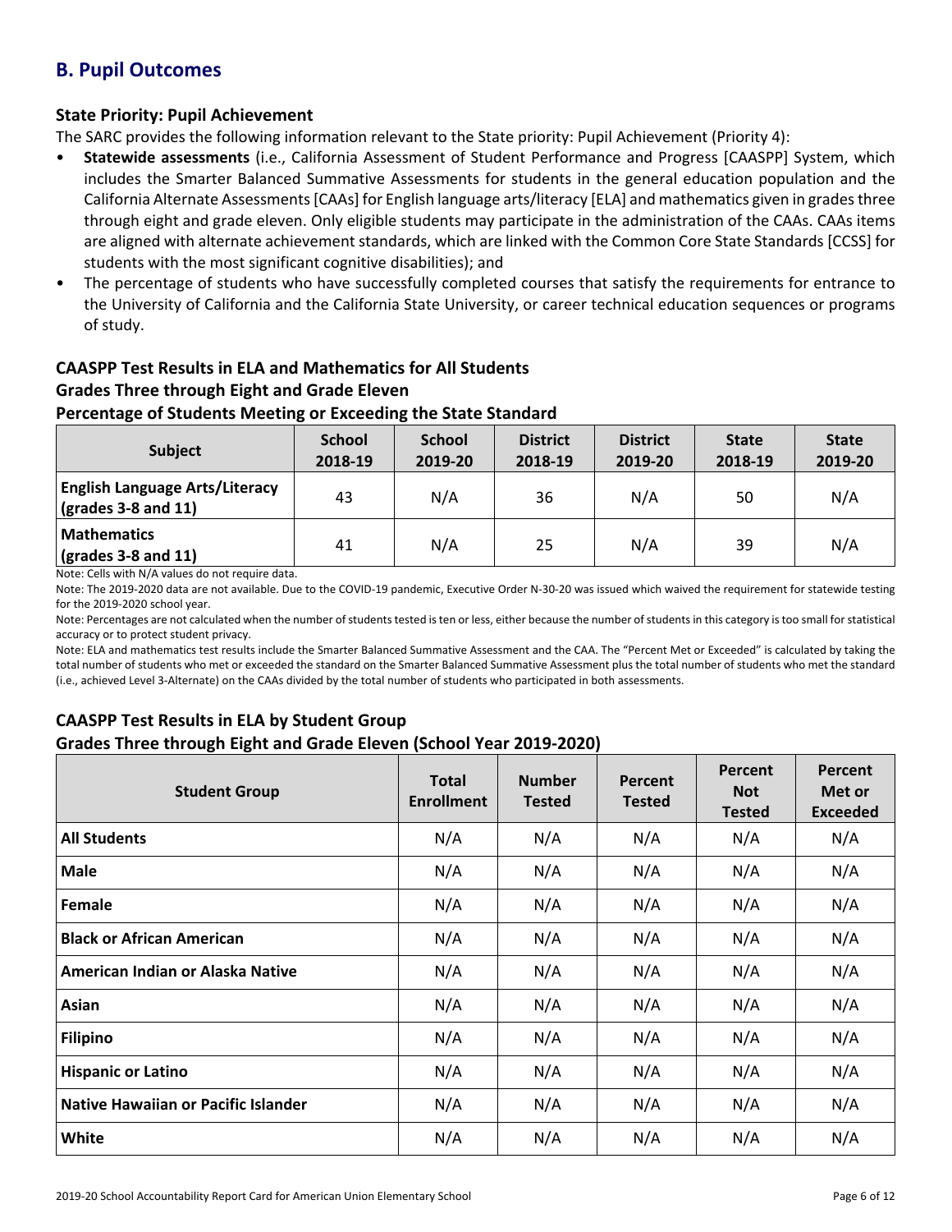## B. Pupil Outcomes

### State Priority: Pupil Achievement

The SARC provides the following information relevant to the State priority: Pupil Achievement (Priority 4):

- **Statewide assessments** (i.e., California Assessment of Student Performance and Progress [CAASPP] System, which includes the Smarter Balanced Summative Assessments for students in the general education population and the California Alternate Assessments [CAAs] for English language arts/literacy [ELA] and mathematics given in grades three through eight and grade eleven. Only eligible students may participate in the administration of the CAAs. CAAs items are aligned with alternate achievement standards, which are linked with the Common Core State Standards [CCSS] for students with the most significant cognitive disabilities); and
- The percentage of students who have successfully completed courses that satisfy the requirements for entrance to the University of California and the California State University, or career technical education sequences or programs of study.

### CAASPP Test Results in ELA and Mathematics for All Students
### Grades Three through Eight and Grade Eleven
### Percentage of Students Meeting or Exceeding the State Standard

| Subject | School 2018-19 | School 2019-20 | District 2018-19 | District 2019-20 | State 2018-19 | State 2019-20 |
|---|---|---|---|---|---|---|
| **English Language Arts/Literacy (grades 3-8 and 11)** | 43 | N/A | 36 | N/A | 50 | N/A |
| **Mathematics (grades 3-8 and 11)** | 41 | N/A | 25 | N/A | 39 | N/A |

Note: Cells with N/A values do not require data.

Note: The 2019-2020 data are not available. Due to the COVID-19 pandemic, Executive Order N-30-20 was issued which waived the requirement for statewide testing for the 2019-2020 school year.

Note: Percentages are not calculated when the number of students tested is ten or less, either because the number of students in this category is too small for statistical accuracy or to protect student privacy.

Note: ELA and mathematics test results include the Smarter Balanced Summative Assessment and the CAA. The "Percent Met or Exceeded" is calculated by taking the total number of students who met or exceeded the standard on the Smarter Balanced Summative Assessment plus the total number of students who met the standard (i.e., achieved Level 3-Alternate) on the CAAs divided by the total number of students who participated in both assessments.

### CAASPP Test Results in ELA by Student Group
### Grades Three through Eight and Grade Eleven (School Year 2019-2020)

| Student Group | Total Enrollment | Number Tested | Percent Tested | Percent Not Tested | Percent Met or Exceeded |
|---|---|---|---|---|---|
| **All Students** | N/A | N/A | N/A | N/A | N/A |
| **Male** | N/A | N/A | N/A | N/A | N/A |
| **Female** | N/A | N/A | N/A | N/A | N/A |
| **Black or African American** | N/A | N/A | N/A | N/A | N/A |
| **American Indian or Alaska Native** | N/A | N/A | N/A | N/A | N/A |
| **Asian** | N/A | N/A | N/A | N/A | N/A |
| **Filipino** | N/A | N/A | N/A | N/A | N/A |
| **Hispanic or Latino** | N/A | N/A | N/A | N/A | N/A |
| **Native Hawaiian or Pacific Islander** | N/A | N/A | N/A | N/A | N/A |
| **White** | N/A | N/A | N/A | N/A | N/A |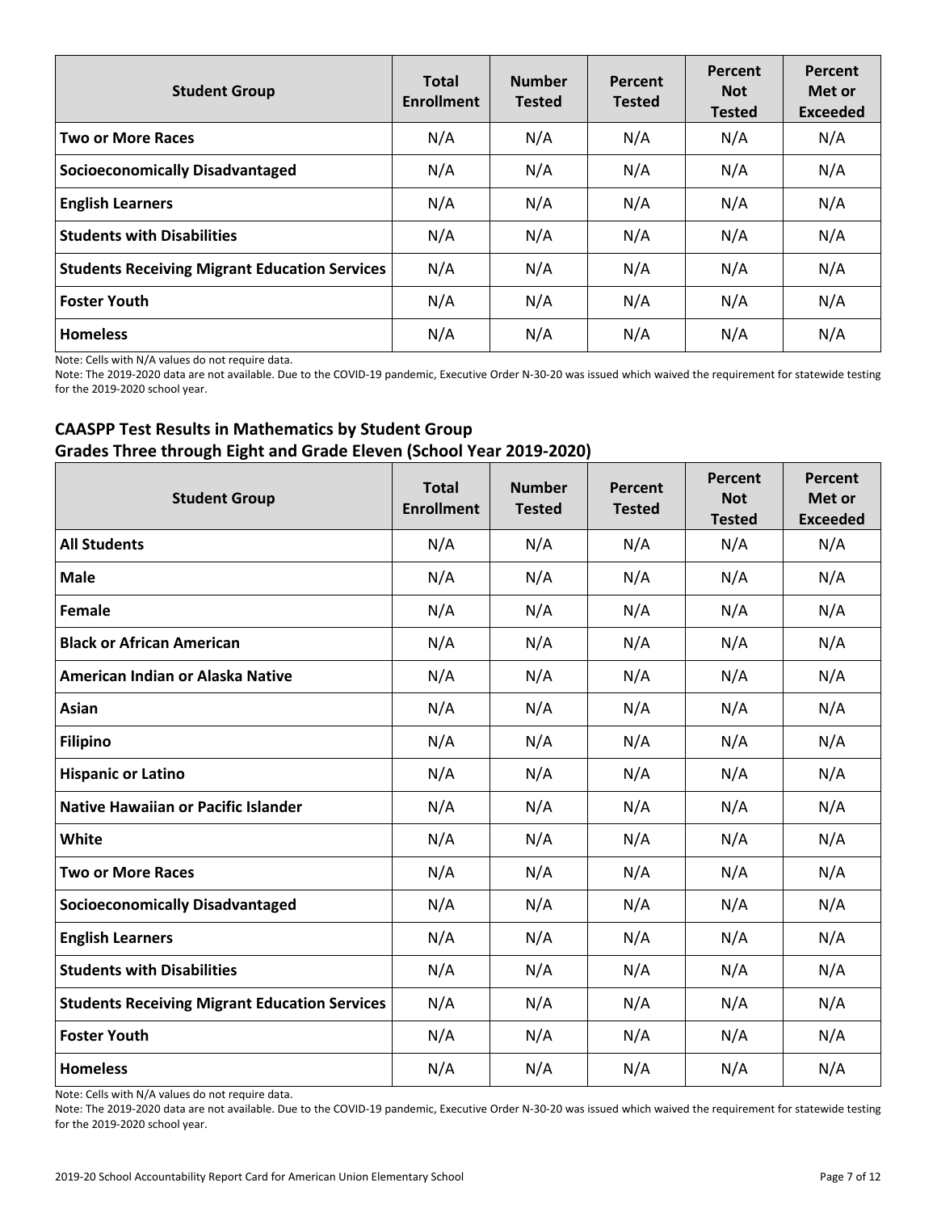| Student Group | Total Enrollment | Number Tested | Percent Tested | Percent Not Tested | Percent Met or Exceeded |
|---|---|---|---|---|---|
| **Two or More Races** | N/A | N/A | N/A | N/A | N/A |
| **Socioeconomically Disadvantaged** | N/A | N/A | N/A | N/A | N/A |
| **English Learners** | N/A | N/A | N/A | N/A | N/A |
| **Students with Disabilities** | N/A | N/A | N/A | N/A | N/A |
| **Students Receiving Migrant Education Services** | N/A | N/A | N/A | N/A | N/A |
| **Foster Youth** | N/A | N/A | N/A | N/A | N/A |
| **Homeless** | N/A | N/A | N/A | N/A | N/A |

Note: Cells with N/A values do not require data.

Note: The 2019-2020 data are not available. Due to the COVID-19 pandemic, Executive Order N-30-20 was issued which waived the requirement for statewide testing for the 2019-2020 school year.

## CAASPP Test Results in Mathematics by Student Group
## Grades Three through Eight and Grade Eleven (School Year 2019-2020)

| Student Group | Total Enrollment | Number Tested | Percent Tested | Percent Not Tested | Percent Met or Exceeded |
|---|---|---|---|---|---|
| **All Students** | N/A | N/A | N/A | N/A | N/A |
| **Male** | N/A | N/A | N/A | N/A | N/A |
| **Female** | N/A | N/A | N/A | N/A | N/A |
| **Black or African American** | N/A | N/A | N/A | N/A | N/A |
| **American Indian or Alaska Native** | N/A | N/A | N/A | N/A | N/A |
| **Asian** | N/A | N/A | N/A | N/A | N/A |
| **Filipino** | N/A | N/A | N/A | N/A | N/A |
| **Hispanic or Latino** | N/A | N/A | N/A | N/A | N/A |
| **Native Hawaiian or Pacific Islander** | N/A | N/A | N/A | N/A | N/A |
| **White** | N/A | N/A | N/A | N/A | N/A |
| **Two or More Races** | N/A | N/A | N/A | N/A | N/A |
| **Socioeconomically Disadvantaged** | N/A | N/A | N/A | N/A | N/A |
| **English Learners** | N/A | N/A | N/A | N/A | N/A |
| **Students with Disabilities** | N/A | N/A | N/A | N/A | N/A |
| **Students Receiving Migrant Education Services** | N/A | N/A | N/A | N/A | N/A |
| **Foster Youth** | N/A | N/A | N/A | N/A | N/A |
| **Homeless** | N/A | N/A | N/A | N/A | N/A |

Note: Cells with N/A values do not require data.

Note: The 2019-2020 data are not available. Due to the COVID-19 pandemic, Executive Order N-30-20 was issued which waived the requirement for statewide testing for the 2019-2020 school year.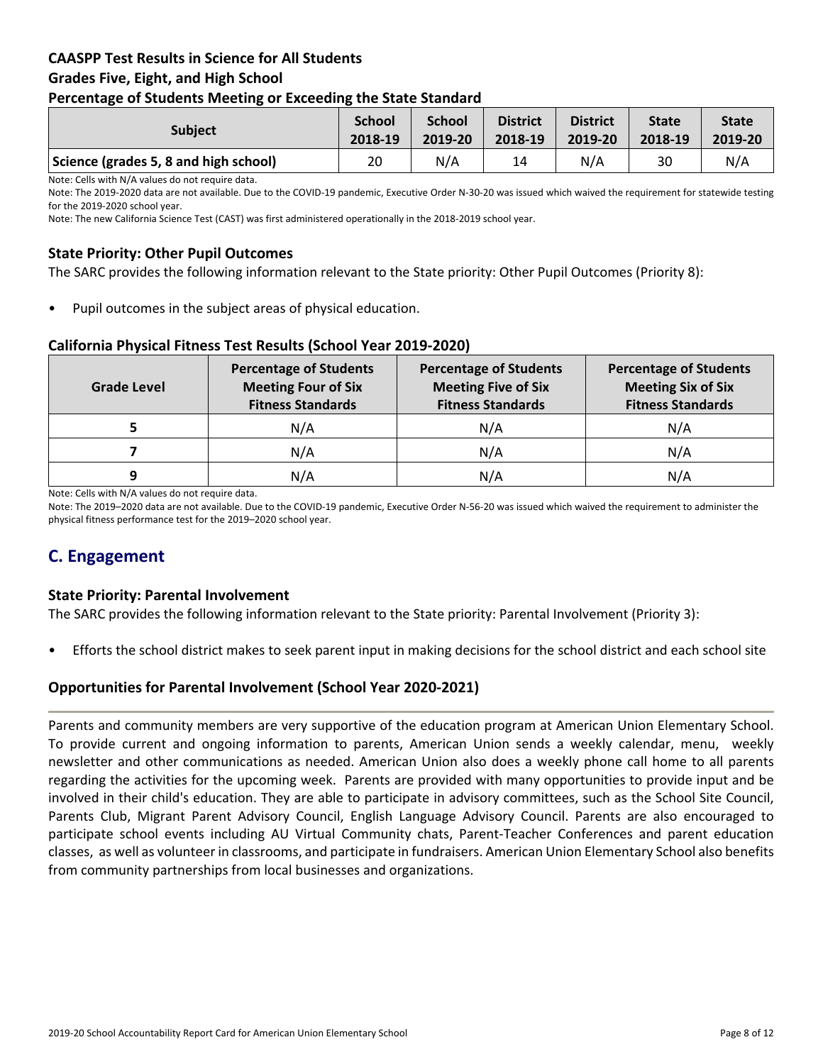### CAASPP Test Results in Science for All Students
### Grades Five, Eight, and High School
### Percentage of Students Meeting or Exceeding the State Standard

| Subject | School 2018-19 | School 2019-20 | District 2018-19 | District 2019-20 | State 2018-19 | State 2019-20 |
|---|---|---|---|---|---|---|
| Science (grades 5, 8 and high school) | 20 | N/A | 14 | N/A | 30 | N/A |

Note: Cells with N/A values do not require data.

Note: The 2019-2020 data are not available. Due to the COVID-19 pandemic, Executive Order N-30-20 was issued which waived the requirement for statewide testing for the 2019-2020 school year.

Note: The new California Science Test (CAST) was first administered operationally in the 2018-2019 school year.

### State Priority: Other Pupil Outcomes

The SARC provides the following information relevant to the State priority: Other Pupil Outcomes (Priority 8):

- Pupil outcomes in the subject areas of physical education.

### California Physical Fitness Test Results (School Year 2019-2020)

| Grade Level | Percentage of Students Meeting Four of Six Fitness Standards | Percentage of Students Meeting Five of Six Fitness Standards | Percentage of Students Meeting Six of Six Fitness Standards |
|---|---|---|---|
| 5 | N/A | N/A | N/A |
| 7 | N/A | N/A | N/A |
| 9 | N/A | N/A | N/A |

Note: Cells with N/A values do not require data.

Note: The 2019–2020 data are not available. Due to the COVID-19 pandemic, Executive Order N-56-20 was issued which waived the requirement to administer the physical fitness performance test for the 2019–2020 school year.

## C. Engagement

### State Priority: Parental Involvement

The SARC provides the following information relevant to the State priority: Parental Involvement (Priority 3):

- Efforts the school district makes to seek parent input in making decisions for the school district and each school site

### Opportunities for Parental Involvement (School Year 2020-2021)

Parents and community members are very supportive of the education program at American Union Elementary School. To provide current and ongoing information to parents, American Union sends a weekly calendar, menu, weekly newsletter and other communications as needed. American Union also does a weekly phone call home to all parents regarding the activities for the upcoming week. Parents are provided with many opportunities to provide input and be involved in their child's education. They are able to participate in advisory committees, such as the School Site Council, Parents Club, Migrant Parent Advisory Council, English Language Advisory Council. Parents are also encouraged to participate school events including AU Virtual Community chats, Parent-Teacher Conferences and parent education classes, as well as volunteer in classrooms, and participate in fundraisers. American Union Elementary School also benefits from community partnerships from local businesses and organizations.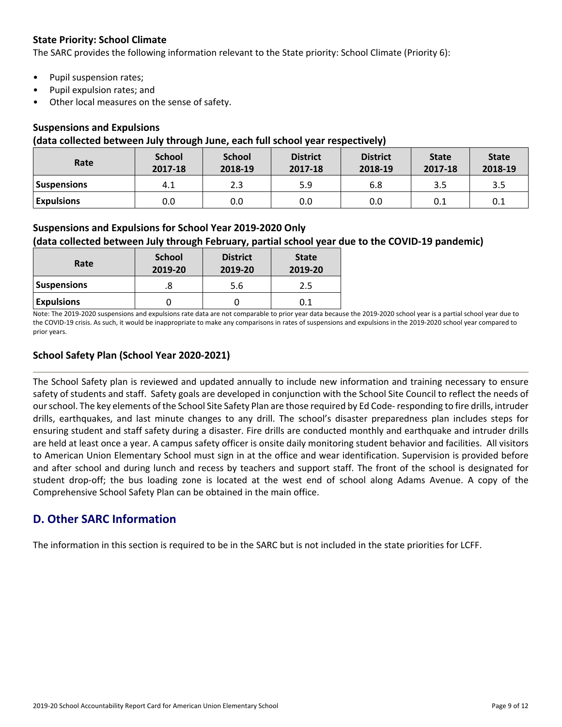### State Priority: School Climate

The SARC provides the following information relevant to the State priority: School Climate (Priority 6):

- Pupil suspension rates;
- Pupil expulsion rates; and
- Other local measures on the sense of safety.

### Suspensions and Expulsions

**(data collected between July through June, each full school year respectively)**

| Rate | School 2017-18 | School 2018-19 | District 2017-18 | District 2018-19 | State 2017-18 | State 2018-19 |
|---|---|---|---|---|---|---|
| **Suspensions** | 4.1 | 2.3 | 5.9 | 6.8 | 3.5 | 3.5 |
| **Expulsions** | 0.0 | 0.0 | 0.0 | 0.0 | 0.1 | 0.1 |

### Suspensions and Expulsions for School Year 2019-2020 Only

**(data collected between July through February, partial school year due to the COVID-19 pandemic)**

| Rate | School 2019-20 | District 2019-20 | State 2019-20 |
|---|---|---|---|
| **Suspensions** | .8 | 5.6 | 2.5 |
| **Expulsions** | 0 | 0 | 0.1 |

Note: The 2019-2020 suspensions and expulsions rate data are not comparable to prior year data because the 2019-2020 school year is a partial school year due to the COVID-19 crisis. As such, it would be inappropriate to make any comparisons in rates of suspensions and expulsions in the 2019-2020 school year compared to prior years.

### School Safety Plan (School Year 2020-2021)

The School Safety plan is reviewed and updated annually to include new information and training necessary to ensure safety of students and staff. Safety goals are developed in conjunction with the School Site Council to reflect the needs of our school. The key elements of the School Site Safety Plan are those required by Ed Code- responding to fire drills, intruder drills, earthquakes, and last minute changes to any drill. The school's disaster preparedness plan includes steps for ensuring student and staff safety during a disaster. Fire drills are conducted monthly and earthquake and intruder drills are held at least once a year. A campus safety officer is onsite daily monitoring student behavior and facilities. All visitors to American Union Elementary School must sign in at the office and wear identification. Supervision is provided before and after school and during lunch and recess by teachers and support staff. The front of the school is designated for student drop-off; the bus loading zone is located at the west end of school along Adams Avenue. A copy of the Comprehensive School Safety Plan can be obtained in the main office.

## D. Other SARC Information

The information in this section is required to be in the SARC but is not included in the state priorities for LCFF.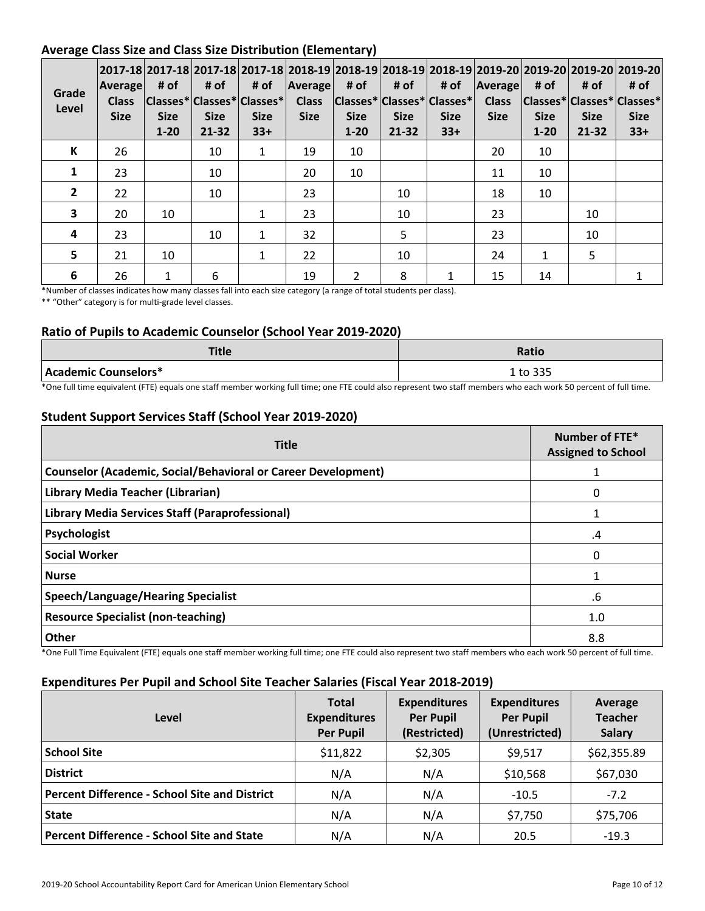## Average Class Size and Class Size Distribution (Elementary)

| Grade Level | 2017-18 Average Class Size | 2017-18 # of Classes* Size 1-20 | 2017-18 # of Classes* Size 21-32 | 2017-18 # of Classes* Size 33+ | 2018-19 Average Class Size | 2018-19 # of Classes* Size 1-20 | 2018-19 # of Classes* Size 21-32 | 2018-19 # of Classes* Size 33+ | 2019-20 Average Class Size | 2019-20 # of Classes* Size 1-20 | 2019-20 # of Classes* Size 21-32 | 2019-20 # of Classes* Size 33+ |
|---|---|---|---|---|---|---|---|---|---|---|---|---|
| K | 26 | | 10 | 1 | 19 | 10 | | | 20 | 10 | | |
| 1 | 23 | | 10 | | 20 | 10 | | | 11 | 10 | | |
| 2 | 22 | | 10 | | 23 | | 10 | | 18 | 10 | | |
| 3 | 20 | 10 | | 1 | 23 | | 10 | | 23 | | 10 | |
| 4 | 23 | | 10 | 1 | 32 | | 5 | | 23 | | 10 | |
| 5 | 21 | 10 | | 1 | 22 | | 10 | | 24 | 1 | 5 | |
| 6 | 26 | 1 | 6 | | 19 | 2 | 8 | 1 | 15 | 14 | | 1 |

*Number of classes indicates how many classes fall into each size category (a range of total students per class).

** "Other" category is for multi-grade level classes.

## Ratio of Pupils to Academic Counselor (School Year 2019-2020)

| Title | Ratio |
|---|---|
| Academic Counselors* | 1 to 335 |

*One full time equivalent (FTE) equals one staff member working full time; one FTE could also represent two staff members who each work 50 percent of full time.

## Student Support Services Staff (School Year 2019-2020)

| Title | Number of FTE* Assigned to School |
|---|---|
| Counselor (Academic, Social/Behavioral or Career Development) | 1 |
| Library Media Teacher (Librarian) | 0 |
| Library Media Services Staff (Paraprofessional) | 1 |
| Psychologist | .4 |
| Social Worker | 0 |
| Nurse | 1 |
| Speech/Language/Hearing Specialist | .6 |
| Resource Specialist (non-teaching) | 1.0 |
| Other | 8.8 |

*One Full Time Equivalent (FTE) equals one staff member working full time; one FTE could also represent two staff members who each work 50 percent of full time.

## Expenditures Per Pupil and School Site Teacher Salaries (Fiscal Year 2018-2019)

| Level | Total Expenditures Per Pupil | Expenditures Per Pupil (Restricted) | Expenditures Per Pupil (Unrestricted) | Average Teacher Salary |
|---|---|---|---|---|
| School Site | $11,822 | $2,305 | $9,517 | $62,355.89 |
| District | N/A | N/A | $10,568 | $67,030 |
| Percent Difference - School Site and District | N/A | N/A | -10.5 | -7.2 |
| State | N/A | N/A | $7,750 | $75,706 |
| Percent Difference - School Site and State | N/A | N/A | 20.5 | -19.3 |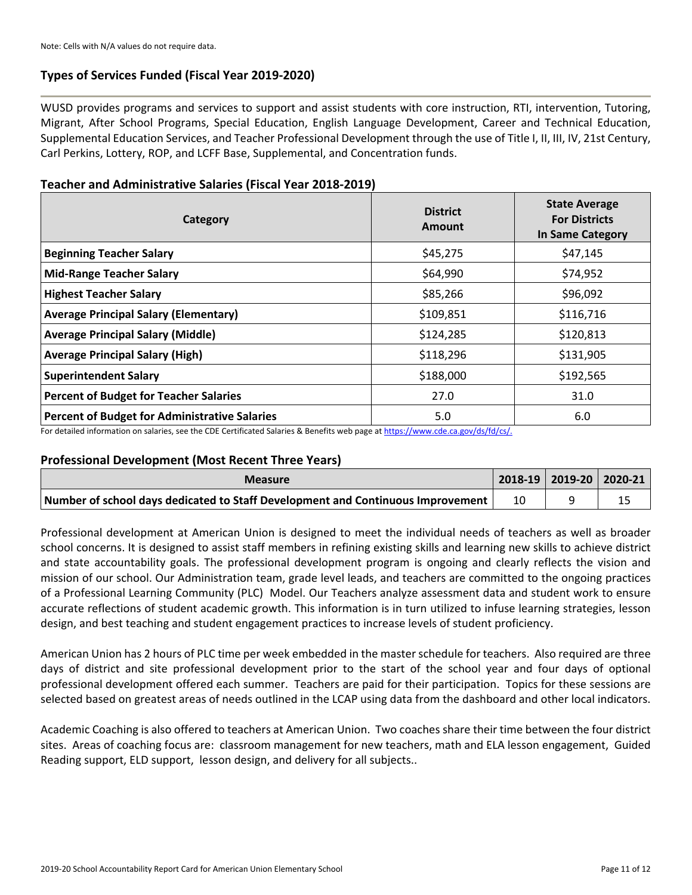Note: Cells with N/A values do not require data.

## Types of Services Funded (Fiscal Year 2019-2020)

WUSD provides programs and services to support and assist students with core instruction, RTI, intervention, Tutoring, Migrant, After School Programs, Special Education, English Language Development, Career and Technical Education, Supplemental Education Services, and Teacher Professional Development through the use of Title I, II, III, IV, 21st Century, Carl Perkins, Lottery, ROP, and LCFF Base, Supplemental, and Concentration funds.

## Teacher and Administrative Salaries (Fiscal Year 2018-2019)

| Category | District Amount | State Average For Districts In Same Category |
|---|---|---|
| **Beginning Teacher Salary** | $45,275 | $47,145 |
| **Mid-Range Teacher Salary** | $64,990 | $74,952 |
| **Highest Teacher Salary** | $85,266 | $96,092 |
| **Average Principal Salary (Elementary)** | $109,851 | $116,716 |
| **Average Principal Salary (Middle)** | $124,285 | $120,813 |
| **Average Principal Salary (High)** | $118,296 | $131,905 |
| **Superintendent Salary** | $188,000 | $192,565 |
| **Percent of Budget for Teacher Salaries** | 27.0 | 31.0 |
| **Percent of Budget for Administrative Salaries** | 5.0 | 6.0 |

For detailed information on salaries, see the CDE Certificated Salaries & Benefits web page at https://www.cde.ca.gov/ds/fd/cs/.

## Professional Development (Most Recent Three Years)

| Measure | 2018-19 | 2019-20 | 2020-21 |
|---|---|---|---|
| **Number of school days dedicated to Staff Development and Continuous Improvement** | 10 | 9 | 15 |

Professional development at American Union is designed to meet the individual needs of teachers as well as broader school concerns. It is designed to assist staff members in refining existing skills and learning new skills to achieve district and state accountability goals. The professional development program is ongoing and clearly reflects the vision and mission of our school. Our Administration team, grade level leads, and teachers are committed to the ongoing practices of a Professional Learning Community (PLC) Model. Our Teachers analyze assessment data and student work to ensure accurate reflections of student academic growth. This information is in turn utilized to infuse learning strategies, lesson design, and best teaching and student engagement practices to increase levels of student proficiency.

American Union has 2 hours of PLC time per week embedded in the master schedule for teachers. Also required are three days of district and site professional development prior to the start of the school year and four days of optional professional development offered each summer. Teachers are paid for their participation. Topics for these sessions are selected based on greatest areas of needs outlined in the LCAP using data from the dashboard and other local indicators.

Academic Coaching is also offered to teachers at American Union. Two coaches share their time between the four district sites. Areas of coaching focus are: classroom management for new teachers, math and ELA lesson engagement, Guided Reading support, ELD support, lesson design, and delivery for all subjects..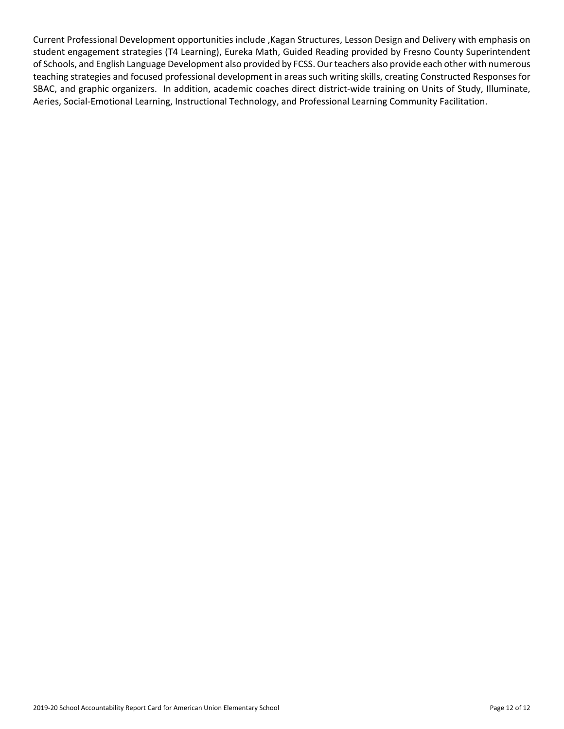Current Professional Development opportunities include ,Kagan Structures, Lesson Design and Delivery with emphasis on student engagement strategies (T4 Learning), Eureka Math, Guided Reading provided by Fresno County Superintendent of Schools, and English Language Development also provided by FCSS. Our teachers also provide each other with numerous teaching strategies and focused professional development in areas such writing skills, creating Constructed Responses for SBAC, and graphic organizers. In addition, academic coaches direct district-wide training on Units of Study, Illuminate, Aeries, Social-Emotional Learning, Instructional Technology, and Professional Learning Community Facilitation.